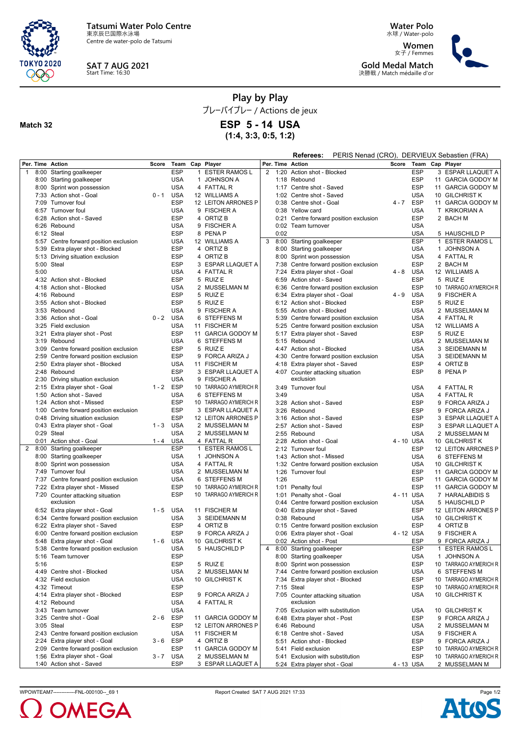**Tatsumi Water Polo Centre**
東京辰巳国際水泳場
Centre de water-polo de Tatsumi

**SAT 7 AUG 2021**
Start Time: 16:30

**Water Polo**
水球 / Water-polo

**Women**
女子 / Femmes

**Gold Medal Match**
決勝戦 / Match médaille d'or

# Play by Play

プレーバイプレー / Actions de jeux

**Match 32**

## ESP 5 - 14 USA

**(1:4, 3:3, 0:5, 1:2)**

**Referees:** PERIS Nenad (CRO), DERVIEUX Sebastien (FRA)

| Per. | Time | Action | Score | Team | Cap | Player |
|---|---|---|---|---|---|---|
| 1 | 8:00 | Starting goalkeeper | | ESP | 1 | ESTER RAMOS L |
| | 8:00 | Starting goalkeeper | | USA | 1 | JOHNSON A |
| | 8:00 | Sprint won possession | | USA | 4 | FATTAL R |
| | 7:33 | Action shot - Goal | 0 - 1 | USA | 12 | WILLIAMS A |
| | 7:09 | Turnover foul | | ESP | 12 | LEITON ARRONES P |
| | 6:57 | Turnover foul | | USA | 9 | FISCHER A |
| | 6:28 | Action shot - Saved | | ESP | 4 | ORTIZ B |
| | 6:26 | Rebound | | USA | 9 | FISCHER A |
| | 6:12 | Steal | | ESP | 8 | PENA P |
| | 5:57 | Centre forward position exclusion | | USA | 12 | WILLIAMS A |
| | 5:39 | Extra player shot - Blocked | | ESP | 4 | ORTIZ B |
| | 5:13 | Driving situation exclusion | | ESP | 4 | ORTIZ B |
| | 5:00 | Steal | | ESP | 3 | ESPAR LLAQUET A |
| | 5:00 | | | USA | 4 | FATTAL R |
| | 4:32 | Action shot - Blocked | | ESP | 5 | RUIZ E |
| | 4:18 | Action shot - Blocked | | USA | 2 | MUSSELMAN M |
| | 4:16 | Rebound | | ESP | 5 | RUIZ E |
| | 3:55 | Action shot - Blocked | | ESP | 5 | RUIZ E |
| | 3:53 | Rebound | | USA | 9 | FISCHER A |
| | 3:36 | Action shot - Goal | 0 - 2 | USA | 6 | STEFFENS M |
| | 3:25 | Field exclusion | | USA | 11 | FISCHER M |
| | 3:21 | Extra player shot - Post | | ESP | 11 | GARCIA GODOY M |
| | 3:19 | Rebound | | USA | 6 | STEFFENS M |
| | 3:09 | Centre forward position exclusion | | ESP | 5 | RUIZ E |
| | 2:59 | Centre forward position exclusion | | ESP | 9 | FORCA ARIZA J |
| | 2:50 | Extra player shot - Blocked | | USA | 11 | FISCHER M |
| | 2:48 | Rebound | | ESP | 3 | ESPAR LLAQUET A |
| | 2:30 | Driving situation exclusion | | USA | 9 | FISCHER A |
| | 2:15 | Extra player shot - Goal | 1 - 2 | ESP | 10 | TARRAGO AYMERICH R |
| | 1:50 | Action shot - Saved | | USA | 6 | STEFFENS M |
| | 1:24 | Action shot - Missed | | ESP | 10 | TARRAGO AYMERICH R |
| | 1:00 | Centre forward position exclusion | | ESP | 3 | ESPAR LLAQUET A |
| | 0:48 | Driving situation exclusion | | ESP | 12 | LEITON ARRONES P |
| | 0:43 | Extra player shot - Goal | 1 - 3 | USA | 2 | MUSSELMAN M |
| | 0:29 | Steal | | USA | 2 | MUSSELMAN M |
| | 0:01 | Action shot - Goal | 1 - 4 | USA | 4 | FATTAL R |
| 2 | 8:00 | Starting goalkeeper | | ESP | 1 | ESTER RAMOS L |
| | 8:00 | Starting goalkeeper | | USA | 1 | JOHNSON A |
| | 8:00 | Sprint won possession | | USA | 4 | FATTAL R |
| | 7:49 | Turnover foul | | USA | 2 | MUSSELMAN M |
| | 7:37 | Centre forward position exclusion | | USA | 6 | STEFFENS M |
| | 7:22 | Extra player shot - Missed | | ESP | 10 | TARRAGO AYMERICH R |
| | 7:20 | Counter attacking situation exclusion | | ESP | 10 | TARRAGO AYMERICH R |
| | 6:52 | Extra player shot - Goal | 1 - 5 | USA | 11 | FISCHER M |
| | 6:34 | Centre forward position exclusion | | USA | 3 | SEIDEMANN M |
| | 6:22 | Extra player shot - Saved | | ESP | 4 | ORTIZ B |
| | 6:00 | Centre forward position exclusion | | ESP | 9 | FORCA ARIZA J |
| | 5:48 | Extra player shot - Goal | 1 - 6 | USA | 10 | GILCHRIST K |
| | 5:38 | Centre forward position exclusion | | USA | 5 | HAUSCHILD P |
| | 5:16 | Team turnover | | ESP | | |
| | 5:16 | | | ESP | 5 | RUIZ E |
| | 4:49 | Centre shot - Blocked | | USA | 2 | MUSSELMAN M |
| | 4:32 | Field exclusion | | USA | 10 | GILCHRIST K |
| | 4:32 | Timeout | | ESP | | |
| | 4:14 | Extra player shot - Blocked | | ESP | 9 | FORCA ARIZA J |
| | 4:12 | Rebound | | USA | 4 | FATTAL R |
| | 3:43 | Team turnover | | USA | | |
| | 3:25 | Centre shot - Goal | 2 - 6 | ESP | 11 | GARCIA GODOY M |
| | 3:05 | Steal | | ESP | 12 | LEITON ARRONES P |
| | 2:43 | Centre forward position exclusion | | USA | 11 | FISCHER M |
| | 2:24 | Extra player shot - Goal | 3 - 6 | ESP | 4 | ORTIZ B |
| | 2:09 | Centre forward position exclusion | | ESP | 11 | GARCIA GODOY M |
| | 1:56 | Extra player shot - Goal | 3 - 7 | USA | 2 | MUSSELMAN M |
| | 1:40 | Action shot - Saved | | ESP | 3 | ESPAR LLAQUET A |
| 2 | 1:20 | Action shot - Blocked | | ESP | 3 | ESPAR LLAQUET A |
| | 1:18 | Rebound | | ESP | 11 | GARCIA GODOY M |
| | 1:17 | Centre shot - Saved | | ESP | 11 | GARCIA GODOY M |
| | 1:02 | Centre shot - Saved | | USA | 10 | GILCHRIST K |
| | 0:38 | Centre shot - Goal | 4 - 7 | ESP | 11 | GARCIA GODOY M |
| | 0:38 | Yellow card | | USA | T | KRIKORIAN A |
| | 0:21 | Centre forward position exclusion | | ESP | 2 | BACH M |
| | 0:02 | Team turnover | | USA | | |
| | 0:02 | | | USA | 5 | HAUSCHILD P |
| 3 | 8:00 | Starting goalkeeper | | ESP | 1 | ESTER RAMOS L |
| | 8:00 | Starting goalkeeper | | USA | 1 | JOHNSON A |
| | 8:00 | Sprint won possession | | USA | 4 | FATTAL R |
| | 7:38 | Centre forward position exclusion | | ESP | 2 | BACH M |
| | 7:24 | Extra player shot - Goal | 4 - 8 | USA | 12 | WILLIAMS A |
| | 6:59 | Action shot - Saved | | ESP | 5 | RUIZ E |
| | 6:36 | Centre forward position exclusion | | ESP | 10 | TARRAGO AYMERICH R |
| | 6:34 | Extra player shot - Goal | 4 - 9 | USA | 9 | FISCHER A |
| | 6:12 | Action shot - Blocked | | ESP | 5 | RUIZ E |
| | 5:55 | Action shot - Blocked | | USA | 2 | MUSSELMAN M |
| | 5:39 | Centre forward position exclusion | | USA | 4 | FATTAL R |
| | 5:25 | Centre forward position exclusion | | USA | 12 | WILLIAMS A |
| | 5:17 | Extra player shot - Saved | | ESP | 5 | RUIZ E |
| | 5:15 | Rebound | | USA | 2 | MUSSELMAN M |
| | 4:47 | Action shot - Blocked | | USA | 3 | SEIDEMANN M |
| | 4:30 | Centre forward position exclusion | | USA | 3 | SEIDEMANN M |
| | 4:18 | Extra player shot - Saved | | ESP | 4 | ORTIZ B |
| | 4:07 | Counter attacking situation exclusion | | ESP | 8 | PENA P |
| | 3:49 | Turnover foul | | USA | 4 | FATTAL R |
| | 3:49 | | | USA | 4 | FATTAL R |
| | 3:28 | Action shot - Saved | | ESP | 9 | FORCA ARIZA J |
| | 3:26 | Rebound | | ESP | 9 | FORCA ARIZA J |
| | 3:16 | Action shot - Saved | | ESP | 3 | ESPAR LLAQUET A |
| | 2:57 | Action shot - Saved | | ESP | 3 | ESPAR LLAQUET A |
| | 2:55 | Rebound | | USA | 2 | MUSSELMAN M |
| | 2:28 | Action shot - Goal | 4 - 10 | USA | 10 | GILCHRIST K |
| | 2:12 | Turnover foul | | ESP | 12 | LEITON ARRONES P |
| | 1:43 | Action shot - Missed | | USA | 6 | STEFFENS M |
| | 1:32 | Centre forward position exclusion | | USA | 10 | GILCHRIST K |
| | 1:26 | Turnover foul | | ESP | 11 | GARCIA GODOY M |
| | 1:26 | | | ESP | 11 | GARCIA GODOY M |
| | 1:01 | Penalty foul | | ESP | 11 | GARCIA GODOY M |
| | 1:01 | Penalty shot - Goal | 4 - 11 | USA | 7 | HARALABIDIS S |
| | 0:44 | Centre forward position exclusion | | USA | 5 | HAUSCHILD P |
| | 0:40 | Extra player shot - Saved | | ESP | 12 | LEITON ARRONES P |
| | 0:38 | Rebound | | USA | 10 | GILCHRIST K |
| | 0:15 | Centre forward position exclusion | | ESP | 4 | ORTIZ B |
| | 0:06 | Extra player shot - Goal | 4 - 12 | USA | 9 | FISCHER A |
| | 0:02 | Action shot - Post | | ESP | 9 | FORCA ARIZA J |
| 4 | 8:00 | Starting goalkeeper | | ESP | 1 | ESTER RAMOS L |
| | 8:00 | Starting goalkeeper | | USA | 1 | JOHNSON A |
| | 8:00 | Sprint won possession | | ESP | 10 | TARRAGO AYMERICH R |
| | 7:44 | Centre forward position exclusion | | USA | 6 | STEFFENS M |
| | 7:34 | Extra player shot - Blocked | | ESP | 10 | TARRAGO AYMERICH R |
| | 7:15 | Steal | | ESP | 10 | TARRAGO AYMERICH R |
| | 7:05 | Counter attacking situation exclusion | | USA | 10 | GILCHRIST K |
| | 7:05 | Exclusion with substitution | | USA | 10 | GILCHRIST K |
| | 6:48 | Extra player shot - Post | | ESP | 9 | FORCA ARIZA J |
| | 6:46 | Rebound | | USA | 2 | MUSSELMAN M |
| | 6:18 | Centre shot - Saved | | USA | 9 | FISCHER A |
| | 5:51 | Action shot - Blocked | | ESP | 9 | FORCA ARIZA J |
| | 5:41 | Field exclusion | | ESP | 10 | TARRAGO AYMERICH R |
| | 5:41 | Exclusion with substitution | | ESP | 10 | TARRAGO AYMERICH R |
| | 5:24 | Extra player shot - Goal | 4 - 13 | USA | 2 | MUSSELMAN M |

WPOWTEAM7--------------FNL-000100--_69 1 Report Created SAT 7 AUG 2021 17:33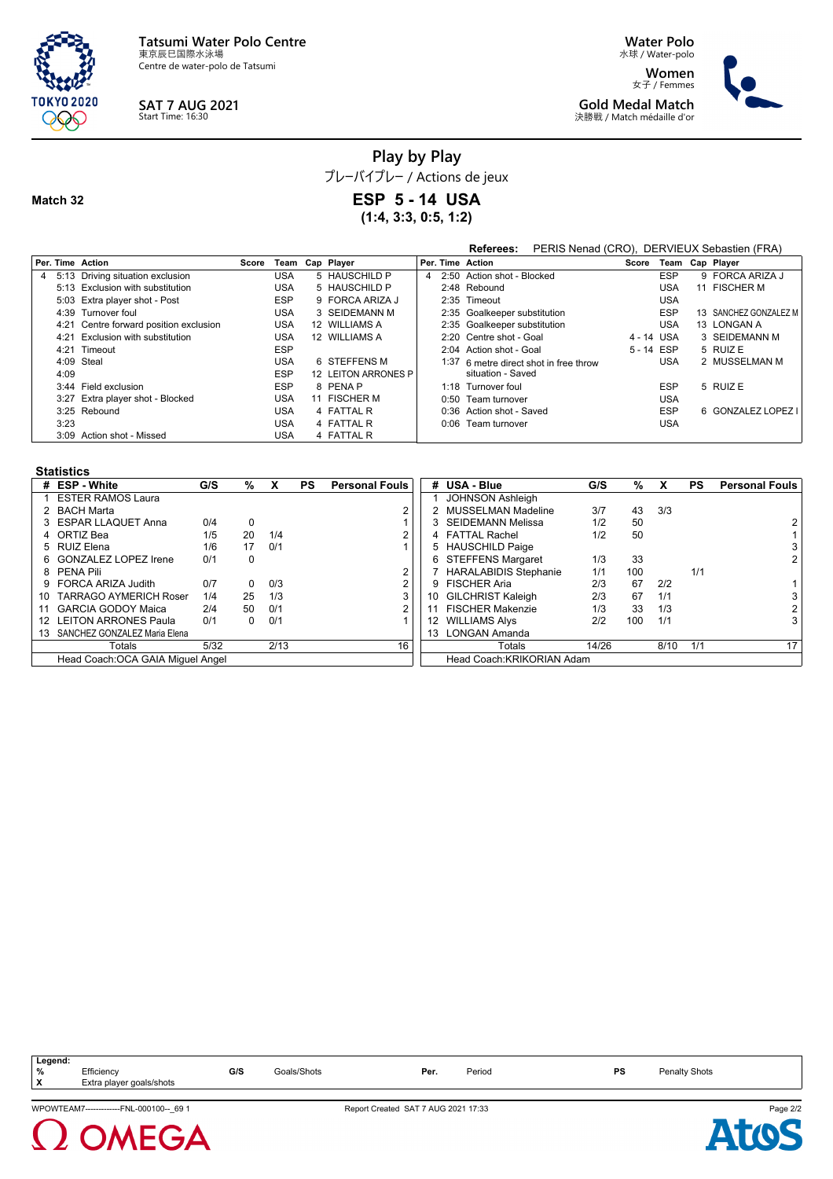**Tatsumi Water Polo Centre**
東京辰巳国際水泳場
Centre de water-polo de Tatsumi

**SAT 7 AUG 2021**
Start Time: 16:30

**Water Polo**
水球 / Water-polo

**Women**
女子 / Femmes

**Gold Medal Match**
決勝戦 / Match médaille d'or

# Play by Play

プレーバイプレー / Actions de jeux

**Match 32**

## ESP 5 - 14 USA

**(1:4, 3:3, 0:5, 1:2)**

**Referees:** PERIS Nenad (CRO), DERVIEUX Sebastien (FRA)

| Per. | Time | Action | Score | Team | Cap | Player |
|---|---|---|---|---|---|---|
| 4 | 5:13 | Driving situation exclusion | | USA | 5 | HAUSCHILD P |
| | 5:13 | Exclusion with substitution | | USA | 5 | HAUSCHILD P |
| | 5:03 | Extra player shot - Post | | ESP | 9 | FORCA ARIZA J |
| | 4:39 | Turnover foul | | USA | 3 | SEIDEMANN M |
| | 4:21 | Centre forward position exclusion | | USA | 12 | WILLIAMS A |
| | 4:21 | Exclusion with substitution | | USA | 12 | WILLIAMS A |
| | 4:21 | Timeout | | ESP | | |
| | 4:09 | Steal | | USA | 6 | STEFFENS M |
| | 4:09 | | | ESP | 12 | LEITON ARRONES P |
| | 3:44 | Field exclusion | | ESP | 8 | PENA P |
| | 3:27 | Extra player shot - Blocked | | USA | 11 | FISCHER M |
| | 3:25 | Rebound | | USA | 4 | FATTAL R |
| | 3:23 | | | USA | 4 | FATTAL R |
| | 3:09 | Action shot - Missed | | USA | 4 | FATTAL R |
| 4 | 2:50 | Action shot - Blocked | | ESP | 9 | FORCA ARIZA J |
| | 2:48 | Rebound | | USA | 11 | FISCHER M |
| | 2:35 | Timeout | | USA | | |
| | 2:35 | Goalkeeper substitution | | ESP | 13 | SANCHEZ GONZALEZ M |
| | 2:35 | Goalkeeper substitution | | USA | 13 | LONGAN A |
| | 2:20 | Centre shot - Goal | 4 - 14 | USA | 3 | SEIDEMANN M |
| | 2:04 | Action shot - Goal | 5 - 14 | ESP | 5 | RUIZ E |
| | 1:37 | 6 metre direct shot in free throw situation - Saved | | USA | 2 | MUSSELMAN M |
| | 1:18 | Turnover foul | | ESP | 5 | RUIZ E |
| | 0:50 | Team turnover | | USA | | |
| | 0:36 | Action shot - Saved | | ESP | 6 | GONZALEZ LOPEZ I |
| | 0:06 | Team turnover | | USA | | |

### Statistics

| # | ESP - White | G/S | % | X | PS | Personal Fouls |
|---|---|---|---|---|---|---|
| 1 | ESTER RAMOS Laura | | | | | |
| 2 | BACH Marta | | | | | 2 |
| 3 | ESPAR LLAQUET Anna | 0/4 | 0 | | | 1 |
| 4 | ORTIZ Bea | 1/5 | 20 | 1/4 | | 2 |
| 5 | RUIZ Elena | 1/6 | 17 | 0/1 | | 1 |
| 6 | GONZALEZ LOPEZ Irene | 0/1 | 0 | | | |
| 8 | PENA Pili | | | | | 2 |
| 9 | FORCA ARIZA Judith | 0/7 | 0 | 0/3 | | 2 |
| 10 | TARRAGO AYMERICH Roser | 1/4 | 25 | 1/3 | | 3 |
| 11 | GARCIA GODOY Maica | 2/4 | 50 | 0/1 | | 2 |
| 12 | LEITON ARRONES Paula | 0/1 | 0 | 0/1 | | 1 |
| 13 | SANCHEZ GONZALEZ Maria Elena | | | | | |
| | Totals | 5/32 | | 2/13 | | 16 |
| | Head Coach:OCA GAIA Miguel Angel | | | | | |

| # | USA - Blue | G/S | % | X | PS | Personal Fouls |
|---|---|---|---|---|---|---|
| 1 | JOHNSON Ashleigh | | | | | |
| 2 | MUSSELMAN Madeline | 3/7 | 43 | 3/3 | | |
| 3 | SEIDEMANN Melissa | 1/2 | 50 | | | 2 |
| 4 | FATTAL Rachel | 1/2 | 50 | | | 1 |
| 5 | HAUSCHILD Paige | | | | | 3 |
| 6 | STEFFENS Margaret | 1/3 | 33 | | | 2 |
| 7 | HARALABIDIS Stephanie | 1/1 | 100 | | 1/1 | |
| 9 | FISCHER Aria | 2/3 | 67 | 2/2 | | 1 |
| 10 | GILCHRIST Kaleigh | 2/3 | 67 | 1/1 | | 3 |
| 11 | FISCHER Makenzie | 1/3 | 33 | 1/3 | | 2 |
| 12 | WILLIAMS Alys | 2/2 | 100 | 1/1 | | 3 |
| 13 | LONGAN Amanda | | | | | |
| | Totals | 14/26 | | 8/10 | 1/1 | 17 |
| | Head Coach:KRIKORIAN Adam | | | | | |

**Legend:**

| | | | | | | | |
|---|---|---|---|---|---|---|---|
| % | Efficiency | G/S | Goals/Shots | Per. | Period | PS | Penalty Shots |
| X | Extra player goals/shots | | | | | | |

WPOWTEAM7-------------FNL-000100--_69 1 Report Created SAT 7 AUG 2021 17:33